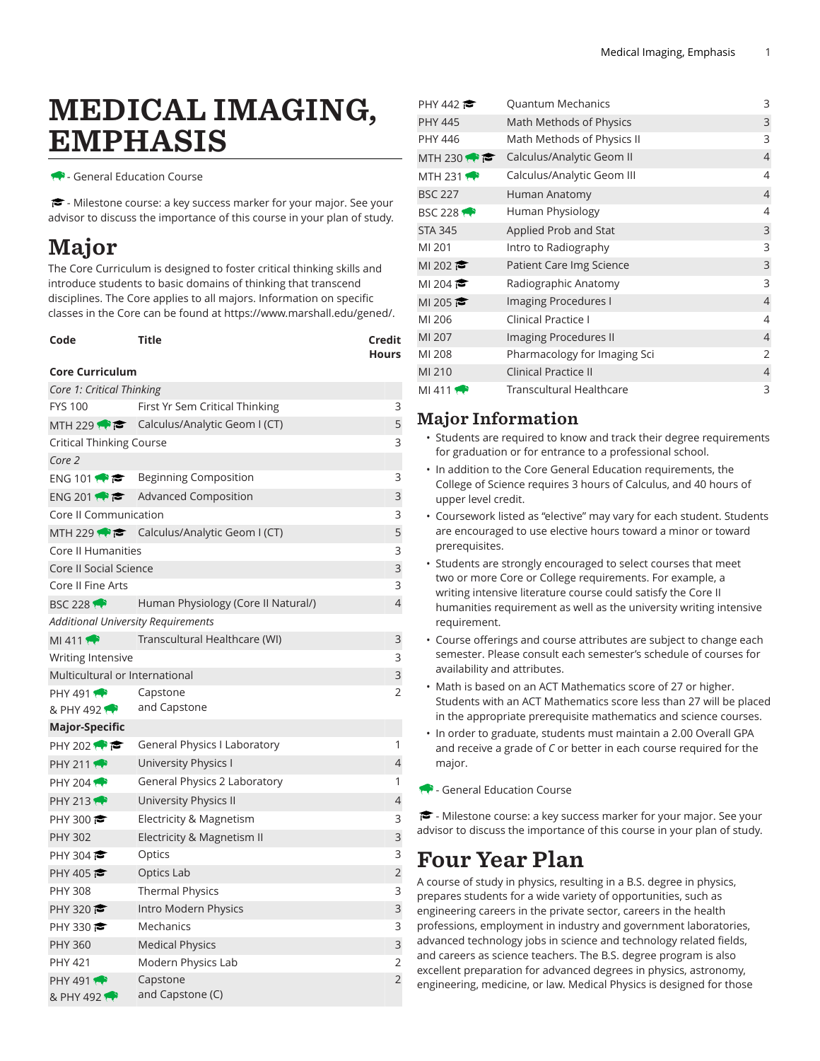# MEDICAL IMAGING, EMPHASIS

🦬 - General Education Course

🎓 - Milestone course: a key success marker for your major. See your advisor to discuss the importance of this course in your plan of study.

## Major

The Core Curriculum is designed to foster critical thinking skills and introduce students to basic domains of thinking that transcend disciplines. The Core applies to all majors. Information on specific classes in the Core can be found at https://www.marshall.edu/gened/.

| Code | Title | Credit Hours |
|---|---|---|
| **Core Curriculum** | | |
| *Core 1: Critical Thinking* | | |
| FYS 100 | First Yr Sem Critical Thinking | 3 |
| MTH 229 🦬 🎓 | Calculus/Analytic Geom I (CT) | 5 |
| Critical Thinking Course | | 3 |
| *Core 2* | | |
| ENG 101 🦬 🎓 | Beginning Composition | 3 |
| ENG 201 🦬 🎓 | Advanced Composition | 3 |
| Core II Communication | | 3 |
| MTH 229 🦬 🎓 | Calculus/Analytic Geom I (CT) | 5 |
| Core II Humanities | | 3 |
| Core II Social Science | | 3 |
| Core II Fine Arts | | 3 |
| BSC 228 🦬 | Human Physiology (Core II Natural/) | 4 |
| *Additional University Requirements* | | |
| MI 411 🦬 | Transcultural Healthcare (WI) | 3 |
| Writing Intensive | | 3 |
| Multicultural or International | | 3 |
| PHY 491 🦬<br>& PHY 492 🦬 | Capstone<br>and Capstone | 2 |
| **Major-Specific** | | |
| PHY 202 🦬 🎓 | General Physics I Laboratory | 1 |
| PHY 211 🦬 | University Physics I | 4 |
| PHY 204 🦬 | General Physics 2 Laboratory | 1 |
| PHY 213 🦬 | University Physics II | 4 |
| PHY 300 🎓 | Electricity & Magnetism | 3 |
| PHY 302 | Electricity & Magnetism II | 3 |
| PHY 304 🎓 | Optics | 3 |
| PHY 405 🎓 | Optics Lab | 2 |
| PHY 308 | Thermal Physics | 3 |
| PHY 320 🎓 | Intro Modern Physics | 3 |
| PHY 330 🎓 | Mechanics | 3 |
| PHY 360 | Medical Physics | 3 |
| PHY 421 | Modern Physics Lab | 2 |
| PHY 491 🦬<br>& PHY 492 🦬 | Capstone<br>and Capstone (C) | 2 |
| PHY 442 🎓 | Quantum Mechanics | 3 |
| PHY 445 | Math Methods of Physics | 3 |
| PHY 446 | Math Methods of Physics II | 3 |
| MTH 230 🦬 🎓 | Calculus/Analytic Geom II | 4 |
| MTH 231 🦬 | Calculus/Analytic Geom III | 4 |
| BSC 227 | Human Anatomy | 4 |
| BSC 228 🦬 | Human Physiology | 4 |
| STA 345 | Applied Prob and Stat | 3 |
| MI 201 | Intro to Radiography | 3 |
| MI 202 🎓 | Patient Care Img Science | 3 |
| MI 204 🎓 | Radiographic Anatomy | 3 |
| MI 205 🎓 | Imaging Procedures I | 4 |
| MI 206 | Clinical Practice I | 4 |
| MI 207 | Imaging Procedures II | 4 |
| MI 208 | Pharmacology for Imaging Sci | 2 |
| MI 210 | Clinical Practice II | 4 |
| MI 411 🦬 | Transcultural Healthcare | 3 |

## Major Information

- Students are required to know and track their degree requirements for graduation or for entrance to a professional school.
- In addition to the Core General Education requirements, the College of Science requires 3 hours of Calculus, and 40 hours of upper level credit.
- Coursework listed as "elective" may vary for each student. Students are encouraged to use elective hours toward a minor or toward prerequisites.
- Students are strongly encouraged to select courses that meet two or more Core or College requirements. For example, a writing intensive literature course could satisfy the Core II humanities requirement as well as the university writing intensive requirement.
- Course offerings and course attributes are subject to change each semester. Please consult each semester's schedule of courses for availability and attributes.
- Math is based on an ACT Mathematics score of 27 or higher. Students with an ACT Mathematics score less than 27 will be placed in the appropriate prerequisite mathematics and science courses.
- In order to graduate, students must maintain a 2.00 Overall GPA and receive a grade of *C* or better in each course required for the major.

🦬 - General Education Course

🎓 - Milestone course: a key success marker for your major. See your advisor to discuss the importance of this course in your plan of study.

## Four Year Plan

A course of study in physics, resulting in a B.S. degree in physics, prepares students for a wide variety of opportunities, such as engineering careers in the private sector, careers in the health professions, employment in industry and government laboratories, advanced technology jobs in science and technology related fields, and careers as science teachers. The B.S. degree program is also excellent preparation for advanced degrees in physics, astronomy, engineering, medicine, or law. Medical Physics is designed for those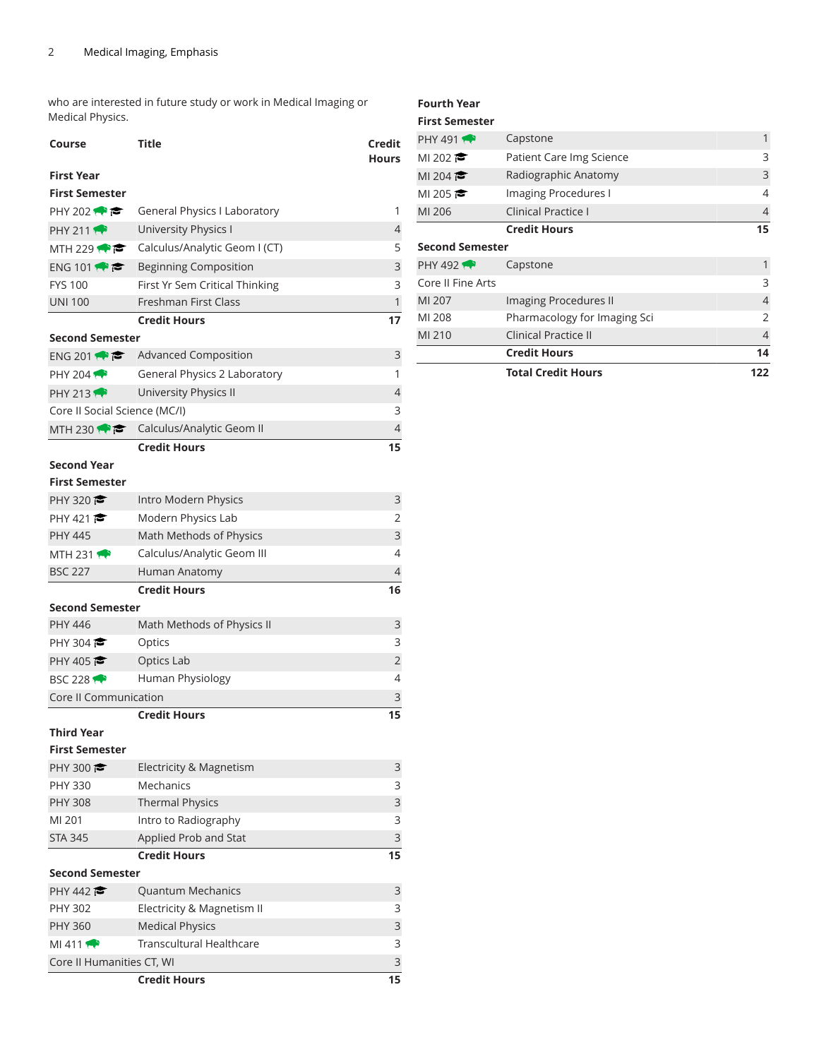who are interested in future study or work in Medical Imaging or Medical Physics.

| Course | Title | Credit Hours |
| --- | --- | --- |
| **First Year** | | |
| **First Semester** | | |
| PHY 202 | General Physics I Laboratory | 1 |
| PHY 211 | University Physics I | 4 |
| MTH 229 | Calculus/Analytic Geom I (CT) | 5 |
| ENG 101 | Beginning Composition | 3 |
| FYS 100 | First Yr Sem Critical Thinking | 3 |
| UNI 100 | Freshman First Class | 1 |
| | **Credit Hours** | **17** |
| **Second Semester** | | |
| ENG 201 | Advanced Composition | 3 |
| PHY 204 | General Physics 2 Laboratory | 1 |
| PHY 213 | University Physics II | 4 |
| Core II Social Science (MC/I) | | 3 |
| MTH 230 | Calculus/Analytic Geom II | 4 |
| | **Credit Hours** | **15** |
| **Second Year** | | |
| **First Semester** | | |
| PHY 320 | Intro Modern Physics | 3 |
| PHY 421 | Modern Physics Lab | 2 |
| PHY 445 | Math Methods of Physics | 3 |
| MTH 231 | Calculus/Analytic Geom III | 4 |
| BSC 227 | Human Anatomy | 4 |
| | **Credit Hours** | **16** |
| **Second Semester** | | |
| PHY 446 | Math Methods of Physics II | 3 |
| PHY 304 | Optics | 3 |
| PHY 405 | Optics Lab | 2 |
| BSC 228 | Human Physiology | 4 |
| Core II Communication | | 3 |
| | **Credit Hours** | **15** |
| **Third Year** | | |
| **First Semester** | | |
| PHY 300 | Electricity & Magnetism | 3 |
| PHY 330 | Mechanics | 3 |
| PHY 308 | Thermal Physics | 3 |
| MI 201 | Intro to Radiography | 3 |
| STA 345 | Applied Prob and Stat | 3 |
| | **Credit Hours** | **15** |
| **Second Semester** | | |
| PHY 442 | Quantum Mechanics | 3 |
| PHY 302 | Electricity & Magnetism II | 3 |
| PHY 360 | Medical Physics | 3 |
| MI 411 | Transcultural Healthcare | 3 |
| Core II Humanities CT, WI | | 3 |
| | **Credit Hours** | **15** |
| **Fourth Year** | | |
| **First Semester** | | |
| PHY 491 | Capstone | 1 |
| MI 202 | Patient Care Img Science | 3 |
| MI 204 | Radiographic Anatomy | 3 |
| MI 205 | Imaging Procedures I | 4 |
| MI 206 | Clinical Practice I | 4 |
| | **Credit Hours** | **15** |
| **Second Semester** | | |
| PHY 492 | Capstone | 1 |
| Core II Fine Arts | | 3 |
| MI 207 | Imaging Procedures II | 4 |
| MI 208 | Pharmacology for Imaging Sci | 2 |
| MI 210 | Clinical Practice II | 4 |
| | **Credit Hours** | **14** |
| | **Total Credit Hours** | **122** |